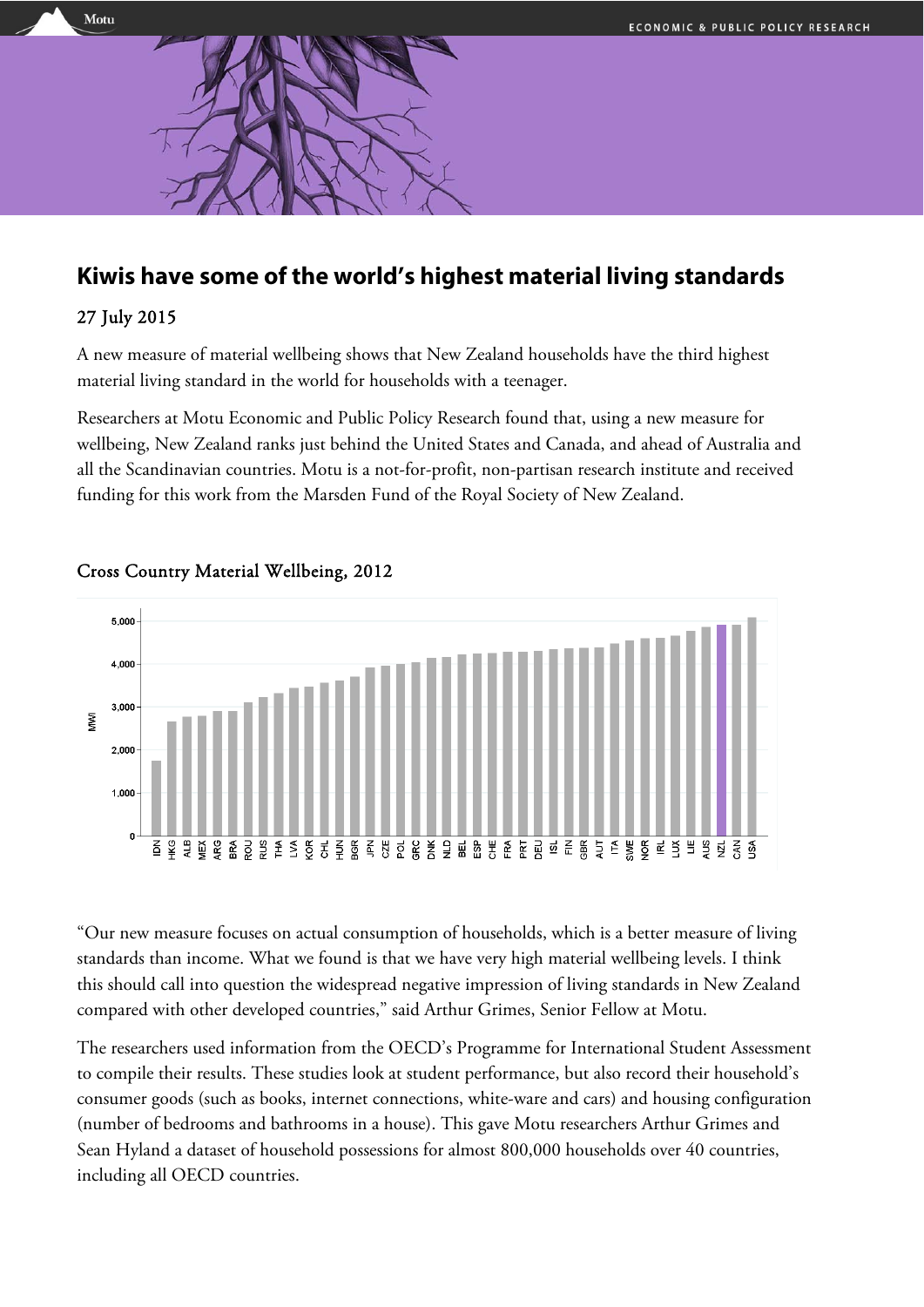# Kiwis have some of the world's highest material living standards

27 July 2015

A new measure of material wellbeing shows that New Zealand households have the third highest material living standard in the world for households with a teenager.

Researchers at Motu Economic and Public Policy Research found that, using a new measure for wellbeing, New Zealand ranks just behind the United States and Canada, and ahead of Australia and all the Scandinavian countries. Motu is a not-for-profit, non-partisan research institute and received funding for this work from the Marsden Fund of the Royal Society of New Zealand.

Cross Country Material Wellbeing, 2012

"Our new measure focuses on actual consumption of households, which is a better measure of living standards than income. What we found is that we have very high material wellbeing levels. I think this should call into question the widespread negative impression of living standards in New Zealand compared with other developed countries," said Arthur Grimes, Senior Fellow at Motu.

The researchers used information from the OECD's Programme for International Student Assessment to compile their results. These studies look at student performance, but also record their household's consumer goods (such as books, internet connections, white-ware and cars) and housing configuration (number of bedrooms and bathrooms in a house). This gave Motu researchers Arthur Grimes and Sean Hyland a dataset of household possessions for almost 800,000 households over 40 countries, including all OECD countries.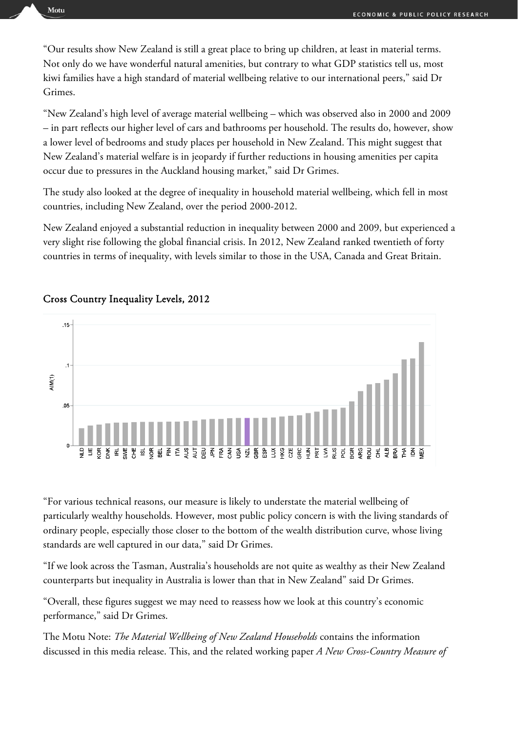"Our results show New Zealand is still a great place to bring up children, at least in material terms. Not only do we have wonderful natural amenities, but contrary to what GDP statistics tell us, most kiwi families have a high standard of material wellbeing relative to our international peers," said Dr Grimes.

"New Zealand's high level of average material wellbeing – which was observed also in 2000 and 2009 – in part reflects our higher level of cars and bathrooms per household. The results do, however, show a lower level of bedrooms and study places per household in New Zealand. This might suggest that New Zealand's material welfare is in jeopardy if further reductions in housing amenities per capita occur due to pressures in the Auckland housing market," said Dr Grimes.

The study also looked at the degree of inequality in household material wellbeing, which fell in most countries, including New Zealand, over the period 2000-2012.

New Zealand enjoyed a substantial reduction in inequality between 2000 and 2009, but experienced a very slight rise following the global financial crisis. In 2012, New Zealand ranked twentieth of forty countries in terms of inequality, with levels similar to those in the USA, Canada and Great Britain.

## Cross Country Inequality Levels, 2012

"For various technical reasons, our measure is likely to understate the material wellbeing of particularly wealthy households. However, most public policy concern is with the living standards of ordinary people, especially those closer to the bottom of the wealth distribution curve, whose living standards are well captured in our data," said Dr Grimes.

"If we look across the Tasman, Australia's households are not quite as wealthy as their New Zealand counterparts but inequality in Australia is lower than that in New Zealand" said Dr Grimes.

"Overall, these figures suggest we may need to reassess how we look at this country's economic performance," said Dr Grimes.

The Motu Note: *The Material Wellbeing of New Zealand Households* contains the information discussed in this media release. This, and the related working paper *A New Cross-Country Measure of*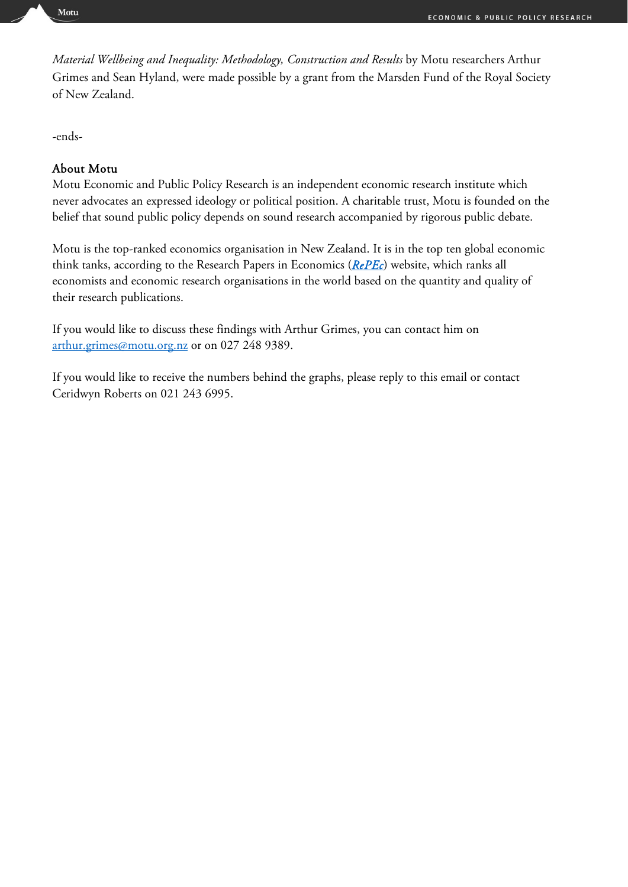*Material Wellbeing and Inequality: Methodology, Construction and Results* by Motu researchers Arthur Grimes and Sean Hyland, were made possible by a grant from the Marsden Fund of the Royal Society of New Zealand.

-ends-

## About Motu

Motu Economic and Public Policy Research is an independent economic research institute which never advocates an expressed ideology or political position. A charitable trust, Motu is founded on the belief that sound public policy depends on sound research accompanied by rigorous public debate.

Motu is the top-ranked economics organisation in New Zealand. It is in the top ten global economic think tanks, according to the Research Papers in Economics (*RePEc*) website, which ranks all economists and economic research organisations in the world based on the quantity and quality of their research publications.

If you would like to discuss these findings with Arthur Grimes, you can contact him on arthur.grimes@motu.org.nz or on 027 248 9389.

If you would like to receive the numbers behind the graphs, please reply to this email or contact Ceridwyn Roberts on 021 243 6995.